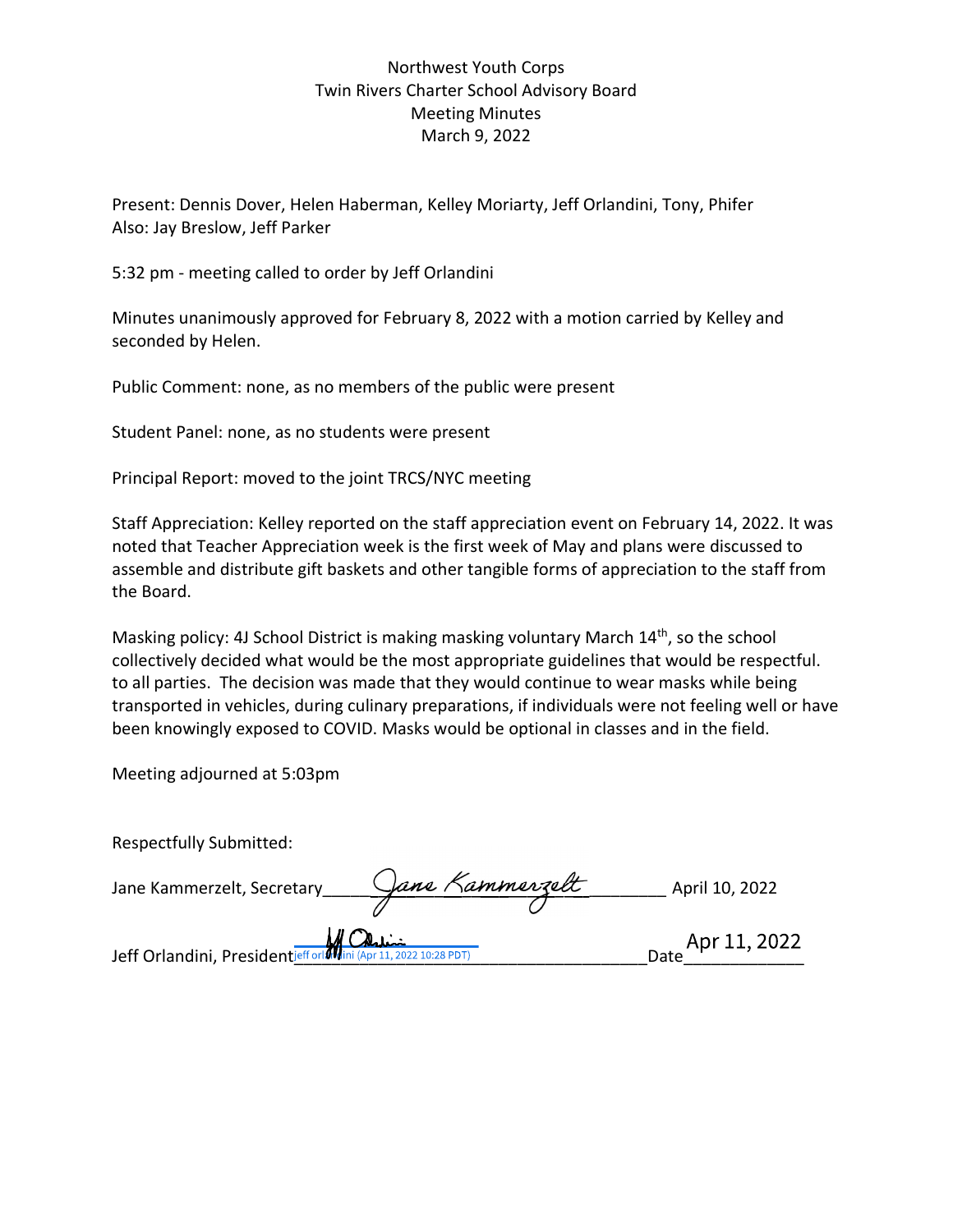Northwest Youth Corps
Twin Rivers Charter School Advisory Board
Meeting Minutes
March 9, 2022

Present: Dennis Dover, Helen Haberman, Kelley Moriarty, Jeff Orlandini, Tony, Phifer
Also: Jay Breslow, Jeff Parker

5:32 pm - meeting called to order by Jeff Orlandini

Minutes unanimously approved for February 8, 2022 with a motion carried by Kelley and seconded by Helen.

Public Comment: none, as no members of the public were present

Student Panel: none, as no students were present

Principal Report: moved to the joint TRCS/NYC meeting

Staff Appreciation: Kelley reported on the staff appreciation event on February 14, 2022. It was noted that Teacher Appreciation week is the first week of May and plans were discussed to assemble and distribute gift baskets and other tangible forms of appreciation to the staff from the Board.

Masking policy: 4J School District is making masking voluntary March 14th, so the school collectively decided what would be the most appropriate guidelines that would be respectful. to all parties. The decision was made that they would continue to wear masks while being transported in vehicles, during culinary preparations, if individuals were not feeling well or have been knowingly exposed to COVID. Masks would be optional in classes and in the field.

Meeting adjourned at 5:03pm

Respectfully Submitted:

Jane Kammerzelt, Secretary Jane Kammerzelt April 10, 2022

Jeff Orlandini, President jeff orlandini (Apr 11, 2022 10:28 PDT) Date Apr 11, 2022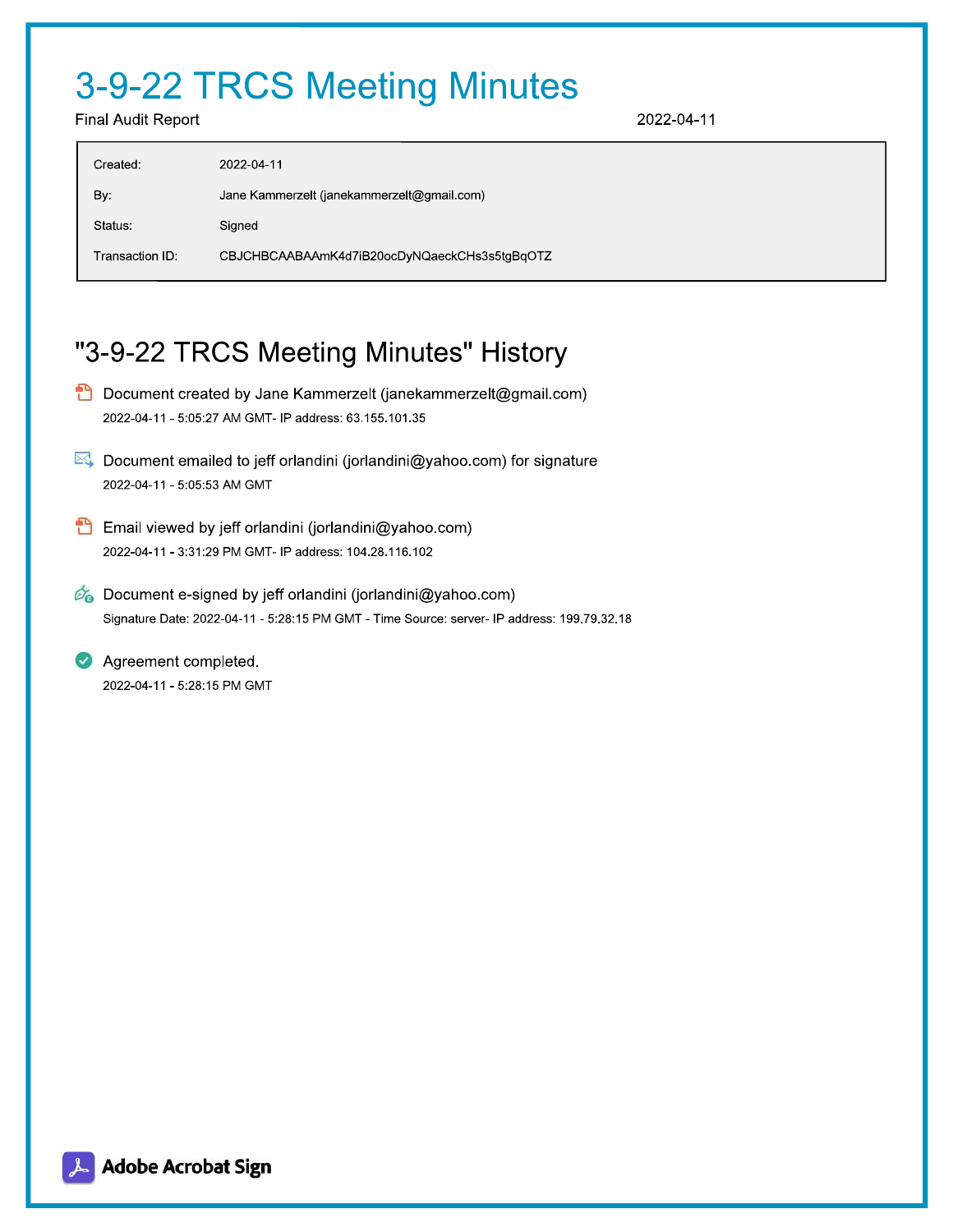# 3-9-22 TRCS Meeting Minutes

Final Audit Report 2022-04-11

| | |
|---|---|
| Created: | 2022-04-11 |
| By: | Jane Kammerzelt (janekammerzelt@gmail.com) |
| Status: | Signed |
| Transaction ID: | CBJCHBCAABAAmK4d7iB20ocDyNQaeckCHs3s5tgBqOTZ |

## "3-9-22 TRCS Meeting Minutes" History

- Document created by Jane Kammerzelt (janekammerzelt@gmail.com)
  2022-04-11 - 5:05:27 AM GMT- IP address: 63.155.101.35

- Document emailed to jeff orlandini (jorlandini@yahoo.com) for signature
  2022-04-11 - 5:05:53 AM GMT

- Email viewed by jeff orlandini (jorlandini@yahoo.com)
  2022-04-11 - 3:31:29 PM GMT- IP address: 104.28.116.102

- Document e-signed by jeff orlandini (jorlandini@yahoo.com)
  Signature Date: 2022-04-11 - 5:28:15 PM GMT - Time Source: server- IP address: 199.79.32.18

- Agreement completed.
  2022-04-11 - 5:28:15 PM GMT

Adobe Acrobat Sign